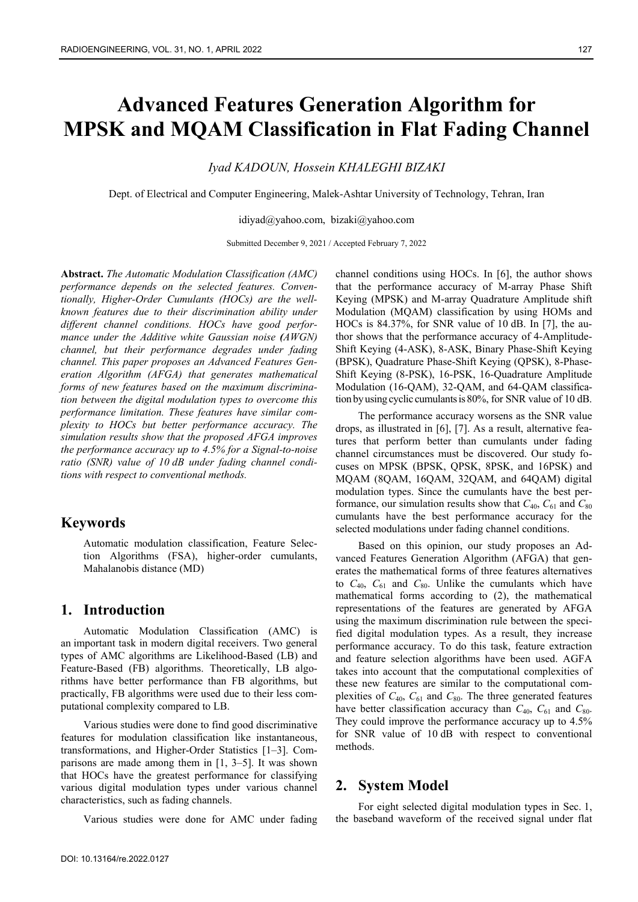# Advanced Features Generation Algorithm for MPSK and MQAM Classification in Flat Fading Channel

*Iyad KADOUN, Hossein KHALEGHI BIZAKI*

Dept. of Electrical and Computer Engineering, Malek-Ashtar University of Technology, Tehran, Iran

idiyad@yahoo.com, bizaki@yahoo.com

Submitted December 9, 2021 / Accepted February 7, 2022

**Abstract.** *The Automatic Modulation Classification (AMC) performance depends on the selected features. Conventionally, Higher-Order Cumulants (HOCs) are the well-known features due to their discrimination ability under different channel conditions. HOCs have good performance under the Additive white Gaussian noise (AWGN) channel, but their performance degrades under fading channel. This paper proposes an Advanced Features Generation Algorithm (AFGA) that generates mathematical forms of new features based on the maximum discrimination between the digital modulation types to overcome this performance limitation. These features have similar complexity to HOCs but better performance accuracy. The simulation results show that the proposed AFGA improves the performance accuracy up to 4.5% for a Signal-to-noise ratio (SNR) value of 10 dB under fading channel conditions with respect to conventional methods.*

## Keywords

Automatic modulation classification, Feature Selection Algorithms (FSA), higher-order cumulants, Mahalanobis distance (MD)

## 1. Introduction

Automatic Modulation Classification (AMC) is an important task in modern digital receivers. Two general types of AMC algorithms are Likelihood-Based (LB) and Feature-Based (FB) algorithms. Theoretically, LB algorithms have better performance than FB algorithms, but practically, FB algorithms were used due to their less computational complexity compared to LB.

Various studies were done to find good discriminative features for modulation classification like instantaneous, transformations, and Higher-Order Statistics [1–3]. Comparisons are made among them in [1, 3–5]. It was shown that HOCs have the greatest performance for classifying various digital modulation types under various channel characteristics, such as fading channels.

Various studies were done for AMC under fading channel conditions using HOCs. In [6], the author shows that the performance accuracy of M-array Phase Shift Keying (MPSK) and M-array Quadrature Amplitude shift Modulation (MQAM) classification by using HOMs and HOCs is 84.37%, for SNR value of 10 dB. In [7], the author shows that the performance accuracy of 4-Amplitude-Shift Keying (4-ASK), 8-ASK, Binary Phase-Shift Keying (BPSK), Quadrature Phase-Shift Keying (QPSK), 8-Phase-Shift Keying (8-PSK), 16-PSK, 16-Quadrature Amplitude Modulation (16-QAM), 32-QAM, and 64-QAM classification by using cyclic cumulants is 80%, for SNR value of 10 dB.

The performance accuracy worsens as the SNR value drops, as illustrated in [6], [7]. As a result, alternative features that perform better than cumulants under fading channel circumstances must be discovered. Our study focuses on MPSK (BPSK, QPSK, 8PSK, and 16PSK) and MQAM (8QAM, 16QAM, 32QAM, and 64QAM) digital modulation types. Since the cumulants have the best performance, our simulation results show that $C_{40}$, $C_{61}$ and $C_{80}$ cumulants have the best performance accuracy for the selected modulations under fading channel conditions.

Based on this opinion, our study proposes an Advanced Features Generation Algorithm (AFGA) that generates the mathematical forms of three features alternatives to $C_{40}$, $C_{61}$ and $C_{80}$. Unlike the cumulants which have mathematical forms according to (2), the mathematical representations of the features are generated by AFGA using the maximum discrimination rule between the specified digital modulation types. As a result, they increase performance accuracy. To do this task, feature extraction and feature selection algorithms have been used. AGFA takes into account that the computational complexities of these new features are similar to the computational complexities of $C_{40}$, $C_{61}$ and $C_{80}$. The three generated features have better classification accuracy than $C_{40}$, $C_{61}$ and $C_{80}$. They could improve the performance accuracy up to 4.5% for SNR value of 10 dB with respect to conventional methods.

## 2. System Model

For eight selected digital modulation types in Sec. 1, the baseband waveform of the received signal under flat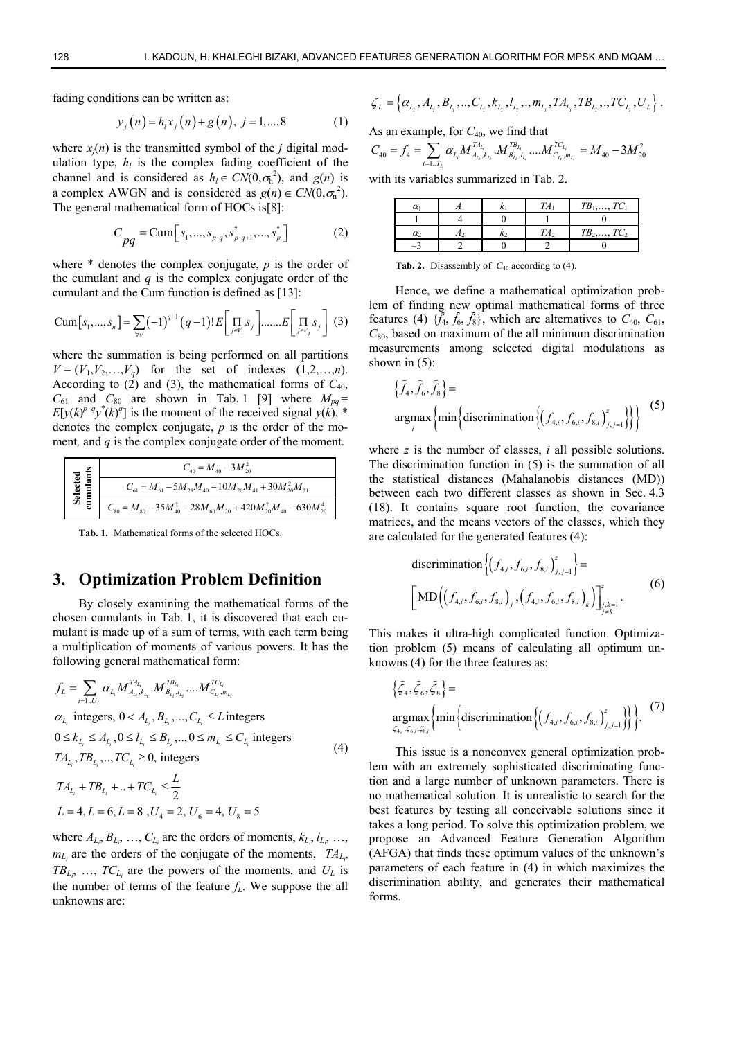fading conditions can be written as:

$$y_j(n) = h_l x_j(n) + g(n),\ j = 1,...,8 \tag{1}$$

where $x_j(n)$ is the transmitted symbol of the $j$ digital modulation type, $h_l$ is the complex fading coefficient of the channel and is considered as $h_l \in CN(0,\sigma_h^2)$, and $g(n)$ is a complex AWGN and is considered as $g(n) \in CN(0,\sigma_n^2)$. The general mathematical form of HOCs is[8]:

$$C_{pq} = \text{Cum}\left[s_1,...,s_{p-q},s_{p-q+1}^*,...,s_p^*\right] \tag{2}$$

where * denotes the complex conjugate, $p$ is the order of the cumulant and $q$ is the complex conjugate order of the cumulant and the Cum function is defined as [13]:

$$\text{Cum}\left[s_1,...,s_n\right] = \sum_{\forall v}(-1)^{q-1}(q-1)!E\left[\prod_{j\in V_1} s_j\right].......E\left[\prod_{j\in V_q} s_j\right] \tag{3}$$

where the summation is being performed on all partitions $V = (V_1,V_2,…,V_q)$ for the set of indexes $(1,2,…,n)$. According to (2) and (3), the mathematical forms of $C_{40}$, $C_{61}$ and $C_{80}$ are shown in Tab. 1 [9] where $M_{pq} = E[y(k)^{p-q}y^*(k)^q]$ is the moment of the received signal $y(k)$, * denotes the complex conjugate, $p$ is the order of the moment, and $q$ is the complex conjugate order of the moment.

| Selected cumulants |
|---|
| $C_{40} = M_{40} - 3M_{20}^2$ |
| $C_{61} = M_{61} - 5M_{21}M_{40} - 10M_{20}M_{41} + 30M_{20}^2M_{21}$ |
| $C_{80} = M_{80} - 35M_{40}^2 - 28M_{60}M_{20} + 420M_{20}^2M_{40} - 630M_{20}^4$ |

**Tab. 1.** Mathematical forms of the selected HOCs.

## 3. Optimization Problem Definition

By closely examining the mathematical forms of the chosen cumulants in Tab. 1, it is discovered that each cumulant is made up of a sum of terms, with each term being a multiplication of moments of various powers. It has the following general mathematical form:

$$\begin{aligned}
&f_L = \sum_{i=1..U_L}\alpha_{L_i} M_{A_{L_i},k_{L_i}}^{TA_{L_i}}.M_{B_{L_i},l_{L_i}}^{TB_{L_i}}....M_{C_{L_i},m_{L_i}}^{TC_{L_i}}\\
&\alpha_{L_i} \text{ integers},\ 0 < A_{L_i}, B_{L_i},...,C_{L_i} \le L \text{ integers}\\
&0 \le k_{L_i} \le A_{L_i}, 0 \le l_{L_i} \le B_{L_i},..,0 \le m_{L_i} \le C_{L_i} \text{ integers}\\
&TA_{L_i}, TB_{L_i},..,TC_{L_i} \ge 0, \text{ integers}\\
&TA_{L_i} + TB_{L_i} + .. + TC_{L_i} \le \frac{L}{2}\\
&L = 4, L = 6, L = 8,\ U_4 = 2,\ U_6 = 4,\ U_8 = 5
\end{aligned} \tag{4}$$

where $A_{L_i}$, $B_{L_i}$, …, $C_{L_i}$ are the orders of moments, $k_{L_i}$, $l_{L_i}$, …, $m_{L_i}$ are the orders of the conjugate of the moments, $TA_{L_i}$, $TB_{L_i}$, …, $TC_{L_i}$ are the powers of the moments, and $U_L$ is the number of terms of the feature $f_L$. We suppose the all unknowns are:

$$\zeta_L = \left\{\alpha_{L_i}, A_{L_i}, B_{L_i},..,C_{L_i}, k_{L_i}, l_{L_i},..,m_{L_i}, TA_{L_i}, TB_{L_i},..,TC_{L_i}, U_L\right\}.$$

As an example, for $C_{40}$, we find that

$$C_{40} = f_4 = \sum_{i=1..T_L}\alpha_{L_i} M_{A_{L_i},k_{L_i}}^{TA_{L_i}}.M_{B_{L_i},l_{L_i}}^{TB_{L_i}}....M_{C_{L_i},m_{L_i}}^{TC_{L_i}} = M_{40} - 3M_{20}^2$$

with its variables summarized in Tab. 2.

| $\alpha_1$ | $A_1$ | $k_1$ | $TA_1$ | $TB_1,…, TC_1$ |
|---|---|---|---|---|
| 1 | 4 | 0 | 1 | 0 |
| $\alpha_2$ | $A_2$ | $k_2$ | $TA_2$ | $TB_2,…, TC_2$ |
| –3 | 2 | 0 | 2 | 0 |

**Tab. 2.** Disassembly of $C_{40}$ according to (4).

Hence, we define a mathematical optimization problem of finding new optimal mathematical forms of three features (4) $\{\hat{f}_4, \hat{f}_6, \hat{f}_8\}$, which are alternatives to $C_{40}$, $C_{61}$, $C_{80}$, based on maximum of the all minimum discrimination measurements among selected digital modulations as shown in (5):

$$\left\{\hat{f}_4, \hat{f}_6, \hat{f}_8\right\} = \underset{i}{\text{argmax}}\left\{\min\left\{\text{discrimination}\left\{\left(f_{4,i}, f_{6,i}, f_{8,i}\right)_{j,j=1}^{z}\right\}\right\}\right\} \tag{5}$$

where $z$ is the number of classes, $i$ all possible solutions. The discrimination function in (5) is the summation of all the statistical distances (Mahalanobis distances (MD)) between each two different classes as shown in Sec. 4.3 (18). It contains square root function, the covariance matrices, and the means vectors of the classes, which they are calculated for the generated features (4):

$$\text{discrimination}\left\{\left(f_{4,i}, f_{6,i}, f_{8,i}\right)_{j,j=1}^{z}\right\} = \left[\text{MD}\left(\left(f_{4,i}, f_{6,i}, f_{8,i}\right)_j, \left(f_{4,i}, f_{6,i}, f_{8,i}\right)_k\right)\right]_{\substack{j,k=1\\ j\ne k}}^{z}. \tag{6}$$

This makes it ultra-high complicated function. Optimization problem (5) means of calculating all optimum unknowns (4) for the three features as:

$$\left\{\hat{\zeta}_4, \hat{\zeta}_6, \hat{\zeta}_8\right\} = \underset{\zeta_{4,i},\zeta_{6,i},\zeta_{8,i}}{\text{argmax}}\left\{\min\left\{\text{discrimination}\left\{\left(f_{4,i}, f_{6,i}, f_{8,i}\right)_{j,j=1}^{z}\right\}\right\}\right\}. \tag{7}$$

This issue is a nonconvex general optimization problem with an extremely sophisticated discriminating function and a large number of unknown parameters. There is no mathematical solution. It is unrealistic to search for the best features by testing all conceivable solutions since it takes a long period. To solve this optimization problem, we propose an Advanced Feature Generation Algorithm (AFGA) that finds these optimum values of the unknown's parameters of each feature in (4) in which maximizes the discrimination ability, and generates their mathematical forms.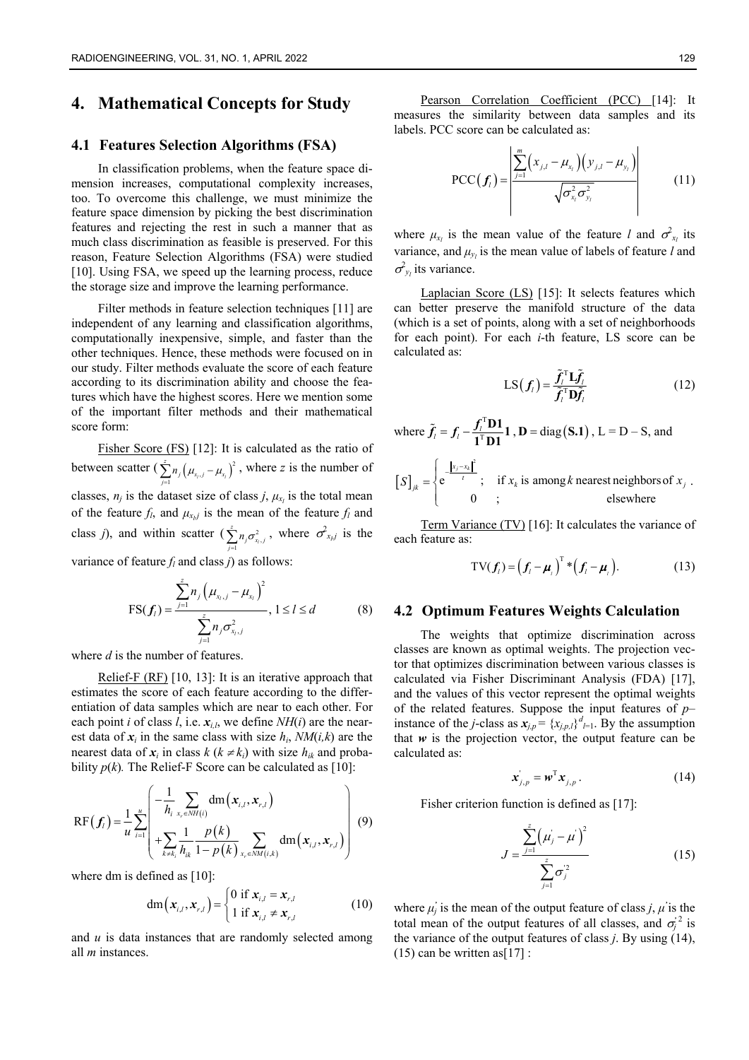# 4. Mathematical Concepts for Study

## 4.1 Features Selection Algorithms (FSA)

In classification problems, when the feature space dimension increases, computational complexity increases, too. To overcome this challenge, we must minimize the feature space dimension by picking the best discrimination features and rejecting the rest in such a manner that as much class discrimination as feasible is preserved. For this reason, Feature Selection Algorithms (FSA) were studied [10]. Using FSA, we speed up the learning process, reduce the storage size and improve the learning performance.

Filter methods in feature selection techniques [11] are independent of any learning and classification algorithms, computationally inexpensive, simple, and faster than the other techniques. Hence, these methods were focused on in our study. Filter methods evaluate the score of each feature according to its discrimination ability and choose the features which have the highest scores. Here we mention some of the important filter methods and their mathematical score form:

Fisher Score (FS) [12]: It is calculated as the ratio of between scatter ($\sum_{j=1}^{z} n_j \left(\mu_{x_l,j} - \mu_{x_l}\right)^2$, where $z$ is the number of classes, $n_j$ is the dataset size of class $j$, $\mu_{x_l}$ is the total mean of the feature $f_l$, and $\mu_{x_l j}$ is the mean of the feature $f_l$ and class $j$), and within scatter ($\sum_{j=1}^{z} n_j \sigma^2_{x_l,j}$, where $\sigma^2_{x_l j}$ is the variance of feature $f_l$ and class $j$) as follows:

$$\mathrm{FS}(\boldsymbol{f}_l) = \frac{\sum_{j=1}^{z} n_j \left(\mu_{x_l,j} - \mu_{x_l}\right)^2}{\sum_{j=1}^{z} n_j \sigma^2_{x_l,j}}, \quad 1 \le l \le d \tag{8}$$

where $d$ is the number of features.

Relief-F (RF) [10, 13]: It is an iterative approach that estimates the score of each feature according to the differentiation of data samples which are near to each other. For each point $i$ of class $l$, i.e. $\boldsymbol{x}_{i,l}$, we define $NH(i)$ are the nearest data of $\boldsymbol{x}_i$ in the same class with size $h_i$, $NM(i,k)$ are the nearest data of $x_i$ in class $k$ ($k \neq k_i$) with size $h_{ik}$ and probability $p(k)$. The Relief-F Score can be calculated as [10]:

$$\mathrm{RF}(\boldsymbol{f}_l) = \frac{1}{u}\sum_{i=1}^{u}\left( \begin{array}{l} -\dfrac{1}{h_i}\displaystyle\sum_{x_r \in NH(i)} \mathrm{dm}\left(\boldsymbol{x}_{i,l}, \boldsymbol{x}_{r,l}\right) \\ +\displaystyle\sum_{k \neq k_i} \frac{1}{h_{ik}} \frac{p(k)}{1-p(k)} \sum_{x_r \in NM(i,k)} \mathrm{dm}\left(\boldsymbol{x}_{i,l}, \boldsymbol{x}_{r,l}\right) \end{array} \right) \tag{9}$$

where dm is defined as [10]:

$$\mathrm{dm}\left(\boldsymbol{x}_{i,l}, \boldsymbol{x}_{r,l}\right) = \begin{cases} 0 \text{ if } \boldsymbol{x}_{i,l} = \boldsymbol{x}_{r,l} \\ 1 \text{ if } \boldsymbol{x}_{i,l} \neq \boldsymbol{x}_{r,l} \end{cases} \tag{10}$$

and $u$ is data instances that are randomly selected among all $m$ instances.

Pearson Correlation Coefficient (PCC) [14]: It measures the similarity between data samples and its labels. PCC score can be calculated as:

$$\mathrm{PCC}(\boldsymbol{f}_l) = \left| \frac{\sum_{j=1}^{m}\left(x_{j,l} - \mu_{x_l}\right)\left(y_{j,l} - \mu_{y_l}\right)}{\sqrt{\sigma^2_{x_l}\sigma^2_{y_l}}} \right| \tag{11}$$

where $\mu_{x_l}$ is the mean value of the feature $l$ and $\sigma^2_{x_l}$ its variance, and $\mu_{y_l}$ is the mean value of labels of feature $l$ and $\sigma^2_{y_l}$ its variance.

Laplacian Score (LS) [15]: It selects features which can better preserve the manifold structure of the data (which is a set of points, along with a set of neighborhoods for each point). For each $i$-th feature, LS score can be calculated as:

$$\mathrm{LS}(\boldsymbol{f}_l) = \frac{\tilde{\boldsymbol{f}}_l^{\mathrm{T}} \mathbf{L} \tilde{\boldsymbol{f}}_l}{\tilde{\boldsymbol{f}}_l^{\mathrm{T}} \mathbf{D} \tilde{\boldsymbol{f}}_l} \tag{12}$$

where $\tilde{\boldsymbol{f}}_l = \boldsymbol{f}_l - \frac{\boldsymbol{f}_l^{\mathrm{T}}\mathbf{D1}}{\mathbf{1}^{\mathrm{T}}\mathbf{D1}}\mathbf{1}$, $\mathbf{D} = \mathrm{diag}(\mathbf{S.1})$, L = D – S, and

$$[S]_{jk} = \begin{cases} \mathrm{e}^{-\frac{\left\|x_j - x_k\right\|^2}{t}}; & \text{if } x_k \text{ is among } k \text{ nearest neighbors of } x_j \\ 0 \quad ; & \text{elsewhere} \end{cases}.$$

Term Variance (TV) [16]: It calculates the variance of each feature as:

$$\mathrm{TV}(\boldsymbol{f}_l) = \left(\boldsymbol{f}_l - \boldsymbol{\mu}_i\right)^{\mathrm{T}} * \left(\boldsymbol{f}_l - \boldsymbol{\mu}_i\right). \tag{13}$$

## 4.2 Optimum Features Weights Calculation

The weights that optimize discrimination across classes are known as optimal weights. The projection vector that optimizes discrimination between various classes is calculated via Fisher Discriminant Analysis (FDA) [17], and the values of this vector represent the optimal weights of the related features. Suppose the input features of $p$–instance of the $j$-class as $\boldsymbol{x}_{j,p} = \{x_{j,p,l}\}^{d}_{l=1}$. By the assumption that $\boldsymbol{w}$ is the projection vector, the output feature can be calculated as:

$$\boldsymbol{x}'_{j,p} = \boldsymbol{w}^{\mathrm{T}}\boldsymbol{x}_{j,p}. \tag{14}$$

Fisher criterion function is defined as [17]:

$$J = \frac{\sum_{j=1}^{z}\left(\mu'_j - \mu'\right)^2}{\sum_{j=1}^{z}\sigma'^2_j} \tag{15}$$

where $\mu'_j$ is the mean of the output feature of class $j$, $\mu'$ is the total mean of the output features of all classes, and $\sigma'^2_j$ is the variance of the output features of class $j$. By using (14), (15) can be written as [17] :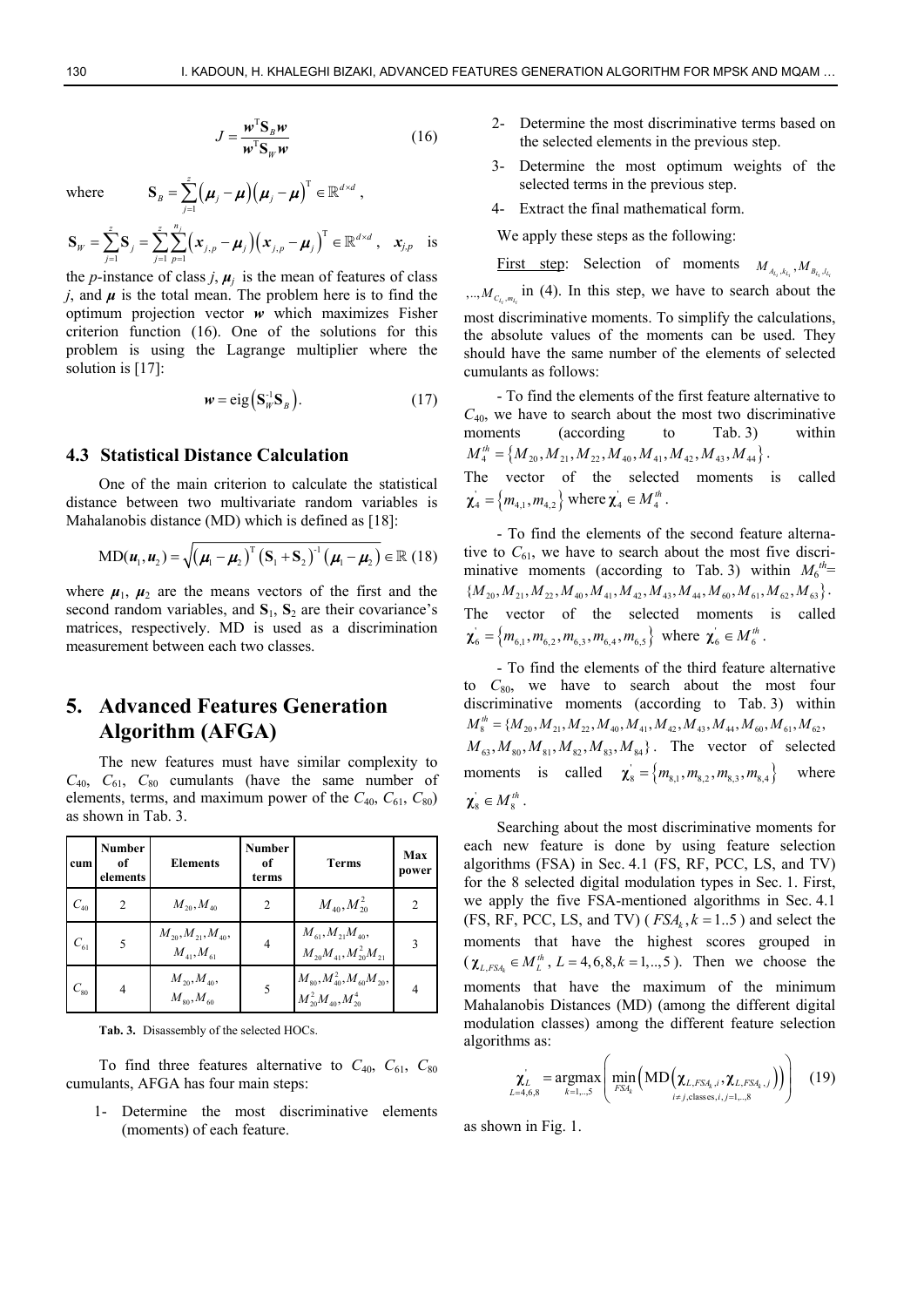$$J = \frac{\boldsymbol{w}^{\mathrm{T}}\mathbf{S}_B\boldsymbol{w}}{\boldsymbol{w}^{\mathrm{T}}\mathbf{S}_W\boldsymbol{w}} \tag{16}$$

where $\mathbf{S}_B = \sum_{j=1}^{z}(\boldsymbol{\mu}_j - \boldsymbol{\mu})(\boldsymbol{\mu}_j - \boldsymbol{\mu})^{\mathrm{T}} \in \mathbb{R}^{d\times d}$,

$\mathbf{S}_W = \sum_{j=1}^{z}\mathbf{S}_j = \sum_{j=1}^{z}\sum_{p=1}^{n_j}(\boldsymbol{x}_{j,p} - \boldsymbol{\mu}_j)(\boldsymbol{x}_{j,p} - \boldsymbol{\mu}_j)^{\mathrm{T}} \in \mathbb{R}^{d\times d}$, $\boldsymbol{x}_{j,p}$ is the $p$-instance of class $j$, $\boldsymbol{\mu}_j$ is the mean of features of class $j$, and $\boldsymbol{\mu}$ is the total mean. The problem here is to find the optimum projection vector $\boldsymbol{w}$ which maximizes Fisher criterion function (16). One of the solutions for this problem is using the Lagrange multiplier where the solution is [17]:

$$\boldsymbol{w} = \mathrm{eig}\left(\mathbf{S}_W^{-1}\mathbf{S}_B\right). \tag{17}$$

### 4.3 Statistical Distance Calculation

One of the main criterion to calculate the statistical distance between two multivariate random variables is Mahalanobis distance (MD) which is defined as [18]:

$$\mathrm{MD}(\boldsymbol{u}_1,\boldsymbol{u}_2) = \sqrt{(\boldsymbol{\mu}_1 - \boldsymbol{\mu}_2)^{\mathrm{T}}(\mathbf{S}_1 + \mathbf{S}_2)^{-1}(\boldsymbol{\mu}_1 - \boldsymbol{\mu}_2)} \in \mathbb{R} \tag{18}$$

where $\boldsymbol{\mu}_1$, $\boldsymbol{\mu}_2$ are the means vectors of the first and the second random variables, and $\mathbf{S}_1$, $\mathbf{S}_2$ are their covariance's matrices, respectively. MD is used as a discrimination measurement between each two classes.

## 5. Advanced Features Generation Algorithm (AFGA)

The new features must have similar complexity to $C_{40}$, $C_{61}$, $C_{80}$ cumulants (have the same number of elements, terms, and maximum power of the $C_{40}$, $C_{61}$, $C_{80}$) as shown in Tab. 3.

| cum | Number of elements | Elements | Number of terms | Terms | Max power |
|---|---|---|---|---|---|
| $C_{40}$ | 2 | $M_{20}, M_{40}$ | 2 | $M_{40}, M_{20}^2$ | 2 |
| $C_{61}$ | 5 | $M_{20}, M_{21}, M_{40}, M_{41}, M_{61}$ | 4 | $M_{61}, M_{21}M_{40}, M_{20}M_{41}, M_{20}^2M_{21}$ | 3 |
| $C_{80}$ | 4 | $M_{20}, M_{40}, M_{80}, M_{60}$ | 5 | $M_{80}, M_{40}^2, M_{60}M_{20}, M_{20}^2M_{40}, M_{20}^4$ | 4 |

**Tab. 3.** Disassembly of the selected HOCs.

To find three features alternative to $C_{40}$, $C_{61}$, $C_{80}$ cumulants, AFGA has four main steps:

1- Determine the most discriminative elements (moments) of each feature.

2- Determine the most discriminative terms based on the selected elements in the previous step.

3- Determine the most optimum weights of the selected terms in the previous step.

4- Extract the final mathematical form.

We apply these steps as the following:

First step: Selection of moments $M_{A_{l_1},k_{l_1}}, M_{B_{l_2},j_{l_2}}, \ldots, M_{C_{l_h},m_{l_h}}$ in (4). In this step, we have to search about the most discriminative moments. To simplify the calculations, the absolute values of the moments can be used. They should have the same number of the elements of selected cumulants as follows:

- To find the elements of the first feature alternative to $C_{40}$, we have to search about the most two discriminative moments (according to Tab. 3) within $M_4^{th} = \{M_{20}, M_{21}, M_{22}, M_{40}, M_{41}, M_{42}, M_{43}, M_{44}\}$. The vector of the selected moments is called $\boldsymbol{\chi}_4^{'} = \{m_{4,1}, m_{4,2}\}$ where $\boldsymbol{\chi}_4^{'} \in M_4^{th}$.

- To find the elements of the second feature alternative to $C_{61}$, we have to search about the most five discriminative moments (according to Tab. 3) within $M_6^{th} = \{M_{20}, M_{21}, M_{22}, M_{40}, M_{41}, M_{42}, M_{43}, M_{44}, M_{60}, M_{61}, M_{62}, M_{63}\}$. The vector of the selected moments is called $\boldsymbol{\chi}_6^{'} = \{m_{6,1}, m_{6,2}, m_{6,3}, m_{6,4}, m_{6,5}\}$ where $\boldsymbol{\chi}_6^{'} \in M_6^{th}$.

- To find the elements of the third feature alternative to $C_{80}$, we have to search about the most four discriminative moments (according to Tab. 3) within $M_8^{th} = \{M_{20}, M_{21}, M_{22}, M_{40}, M_{41}, M_{42}, M_{43}, M_{44}, M_{60}, M_{61}, M_{62}, M_{63}, M_{80}, M_{81}, M_{82}, M_{83}, M_{84}\}$. The vector of selected moments is called $\boldsymbol{\chi}_8^{'} = \{m_{8,1}, m_{8,2}, m_{8,3}, m_{8,4}\}$ where $\boldsymbol{\chi}_8^{'} \in M_8^{th}$.

Searching about the most discriminative moments for each new feature is done by using feature selection algorithms (FSA) in Sec. 4.1 (FS, RF, PCC, LS, and TV) for the 8 selected digital modulation types in Sec. 1. First, we apply the five FSA-mentioned algorithms in Sec. 4.1 (FS, RF, PCC, LS, and TV) ($FSA_k, k = 1..5$) and select the moments that have the highest scores grouped in ($\boldsymbol{\chi}_{L,FSA_k} \in M_L^{th}$, $L = 4,6,8, k = 1,..,5$). Then we choose the moments that have the maximum of the minimum Mahalanobis Distances (MD) (among the different digital modulation classes) among the different feature selection algorithms as:

$$\underset{L=4,6,8}{\boldsymbol{\chi}_L^{'}} = \underset{k=1,..,5}{\mathrm{argmax}}\left(\underset{\substack{FSA_k \\ i\neq j,\mathrm{classes}, i,j=1,..,8}}{\min}\left(\mathrm{MD}\left(\boldsymbol{\chi}_{L,FSA_k,i}, \boldsymbol{\chi}_{L,FSA_k,j}\right)\right)\right) \tag{19}$$

as shown in Fig. 1.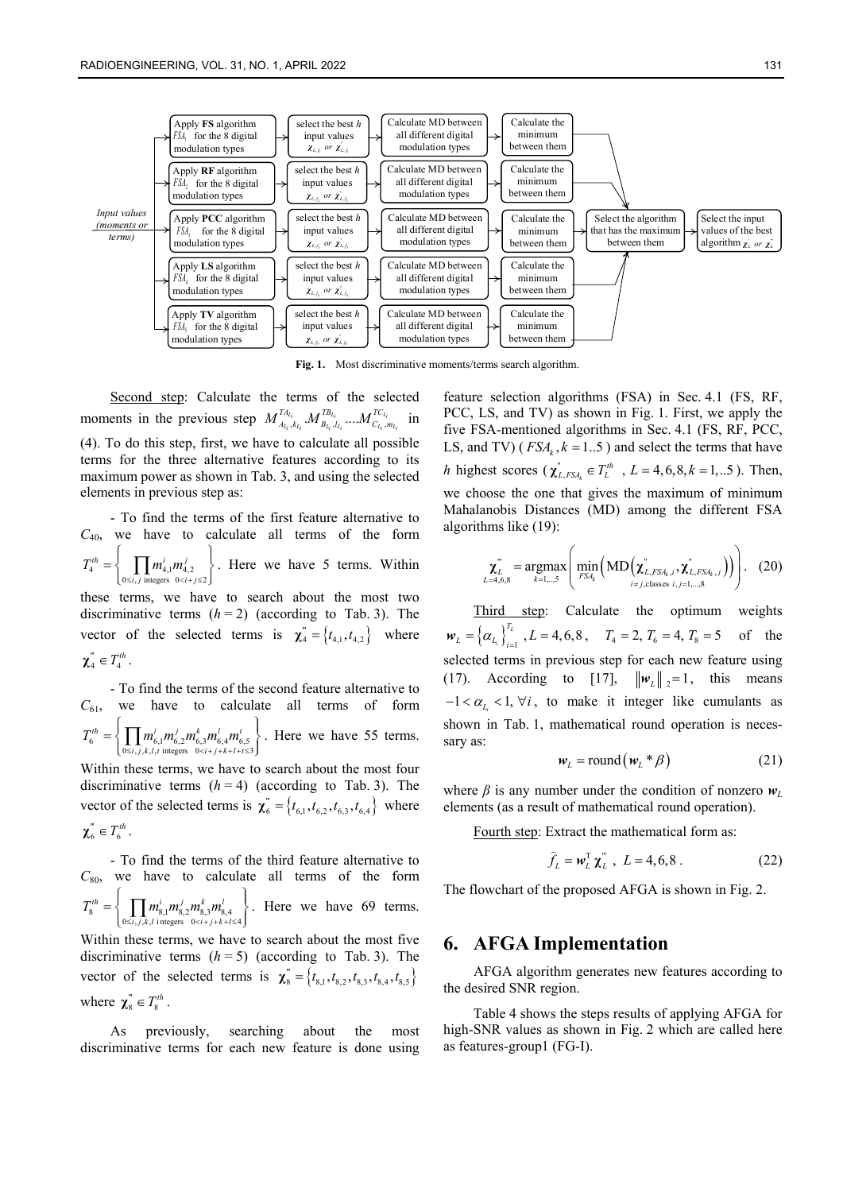Fig. 1. Most discriminative moments/terms search algorithm.

Second step: Calculate the terms of the selected moments in the previous step $M_{A_{L_1},k_{L_1}}^{TA_{L_1}}.M_{B_{L_1},l_{L_1}}^{TB_{L_1}}....M_{C_{L_1},m_{L_1}}^{TC_{L_1}}$ in (4). To do this step, first, we have to calculate all possible terms for the three alternative features according to its maximum power as shown in Tab. 3, and using the selected elements in previous step as:

- To find the terms of the first feature alternative to $C_{40}$, we have to calculate all terms of the form $T_4^{th} = \left\{ \prod_{\substack{0 \le i,j \text{ integers} \\ 0<i+j\le 2}} m_{4,1}^i m_{4,2}^j \right\}$. Here we have 5 terms. Within these terms, we have to search about the most two discriminative terms ($h = 2$) (according to Tab. 3). The vector of the selected terms is $\chi_4^{''} = \{t_{4,1}, t_{4,2}\}$ where $\chi_4^{''} \in T_4^{th}$.

- To find the terms of the second feature alternative to $C_{61}$, we have to calculate all terms of form $T_6^{th} = \left\{ \prod_{\substack{0 \le i,j,k,l,t \text{ integers} \\ 0<i+j+k+l+t\le 3}} m_{6,1}^i m_{6,2}^j m_{6,3}^k m_{6,4}^l m_{6,5}^l \right\}$. Here we have 55 terms. Within these terms, we have to search about the most four discriminative terms ($h = 4$) (according to Tab. 3). The vector of the selected terms is $\chi_6^{''} = \{t_{6,1}, t_{6,2}, t_{6,3}, t_{6,4}\}$ where $\chi_6^{''} \in T_6^{th}$.

- To find the terms of the third feature alternative to $C_{80}$, we have to calculate all terms of the form $T_8^{th} = \left\{ \prod_{\substack{0 \le i,j,k,l \text{ integers} \\ 0<i+j+k+l\le 4}} m_{8,1}^i m_{8,2}^j m_{8,3}^k m_{8,4}^l \right\}$. Here we have 69 terms. Within these terms, we have to search about the most five discriminative terms ($h = 5$) (according to Tab. 3). The vector of the selected terms is $\chi_8^{''} = \{t_{8,1}, t_{8,2}, t_{8,3}, t_{8,4}, t_{8,5}\}$ where $\chi_8^{''} \in T_8^{th}$.

As previously, searching about the most discriminative terms for each new feature is done using feature selection algorithms (FSA) in Sec. 4.1 (FS, RF, PCC, LS, and TV) as shown in Fig. 1. First, we apply the five FSA-mentioned algorithms in Sec. 4.1 (FS, RF, PCC, LS, and TV) ($FSA_k, k = 1..5$) and select the terms that have $h$ highest scores ($\chi_{L,FSA_k}^{''} \in T_L^{th}$, $L = 4,6,8, k = 1,..5$). Then, we choose the one that gives the maximum of minimum Mahalanobis Distances (MD) among the different FSA algorithms like (19):

$$\chi_{L=4,6,8}^{'''} = \underset{k=1,..5}{\operatorname{argmax}} \left( \min_{FSA_k} \left( \operatorname{MD}\left( \chi_{L,FSA_k,i}^{''}, \chi_{L,FSA_k,j}^{''} \right) \right) \right). \quad (20)$$

where the minimum is taken over $i \ne j$, classes $i, j = 1,...,8$.

Third step: Calculate the optimum weights $\boldsymbol{w}_L = \{\alpha_{L_i}\}_{i=1}^{T_L}$, $L = 4,6,8$, $T_4 = 2, T_6 = 4, T_8 = 5$ of the selected terms in previous step for each new feature using (17). According to [17], $\|\boldsymbol{w}_L\|_2 = 1$, this means $-1 < \alpha_{L_i} < 1, \forall i$, to make it integer like cumulants as shown in Tab. 1, mathematical round operation is necessary as:

$$\boldsymbol{w}_L = \operatorname{round}(\boldsymbol{w}_L * \beta) \quad (21)$$

where $\beta$ is any number under the condition of nonzero $\boldsymbol{w}_L$ elements (as a result of mathematical round operation).

Fourth step: Extract the mathematical form as:

$$\hat{f}_L = \boldsymbol{w}_L^{\mathrm{T}} \chi_L^{'''}, \ L = 4,6,8. \quad (22)$$

The flowchart of the proposed AFGA is shown in Fig. 2.

# 6. AFGA Implementation

AFGA algorithm generates new features according to the desired SNR region.

Table 4 shows the steps results of applying AFGA for high-SNR values as shown in Fig. 2 which are called here as features-group1 (FG-I).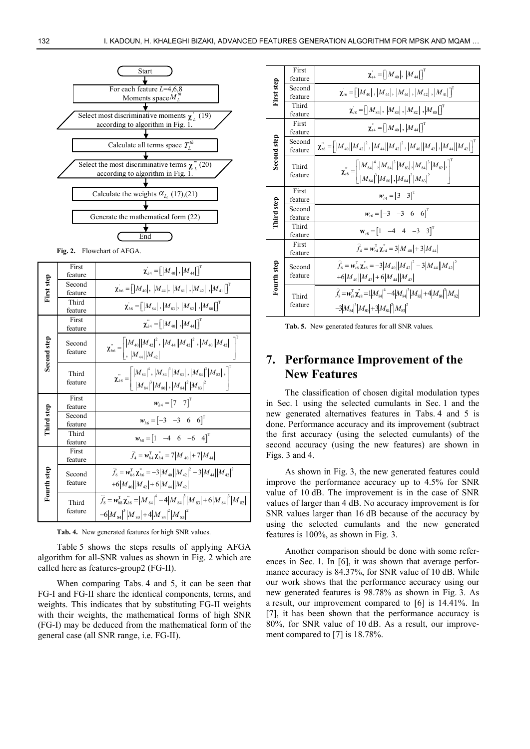**Flowchart (Fig. 2):**

Start → For each feature $L$=4,6,8 Moments space $M_L^{th}$ → Select most discriminative moments $\chi_L^{'}$ (19) according to algorithm in Fig. 1. → Calculate all terms space $T_L^{th}$ → Select the most discriminative terms $\chi_L^{''}$ (20) according to algorithm in Fig. 1. → Calculate the weights $\alpha_{L_i}$ (17),(21) → Generate the mathematical form (22) → End

**Fig. 2.** Flowchart of AFGA.

| Step | Feature | Expression |
|---|---|---|
| First step | First feature | $\chi_{h4}^{'} = \left[ \lvert M_{40}\rvert, \lvert M_{44}\rvert \right]^{\mathrm{T}}$ |
| | Second feature | $\chi_{h6}^{'} = \left[ \lvert M_{40}\rvert, \lvert M_{44}\rvert, \lvert M_{61}\rvert, \lvert M_{42}\rvert, \lvert M_{41}\rvert \right]^{\mathrm{T}}$ |
| | Third feature | $\chi_{h8}^{'} = \left[ \lvert M_{84}\rvert, \lvert M_{83}\rvert, \lvert M_{82}\rvert, \lvert M_{80}\rvert \right]^{\mathrm{T}}$ |
| Second step | First feature | $\chi_{h4}^{''} = \left[ \lvert M_{40}\rvert, \lvert M_{44}\rvert \right]^{\mathrm{T}}$ |
| | Second feature | $\chi_{h6}^{''} = \left[ \lvert M_{40}\rvert\lvert M_{42}\rvert^2, \lvert M_{44}\rvert\lvert M_{42}\rvert^2, \lvert M_{40}\rvert\lvert M_{42}\rvert, \lvert M_{44}\rvert\lvert M_{42}\rvert \right]^{\mathrm{T}}$ |
| | Third feature | $\chi_{h8}^{''} = \left[ \lvert M_{84}\rvert^4, \lvert M_{84}\rvert^3\lvert M_{83}\rvert, \lvert M_{84}\rvert^3\lvert M_{82}\rvert, \lvert M_{84}\rvert^3\lvert M_{80}\rvert, \lvert M_{84}\rvert^2\lvert M_{83}\rvert^2 \right]^{\mathrm{T}}$ |
| Third step | First feature | $\boldsymbol{w}_{h4} = \begin{bmatrix} 7 & 7 \end{bmatrix}^{\mathrm{T}}$ |
| | Second feature | $\boldsymbol{w}_{h6} = \begin{bmatrix} -3 & -3 & 6 & 6 \end{bmatrix}^{\mathrm{T}}$ |
| | Third feature | $\boldsymbol{w}_{h8} = \begin{bmatrix} 1 & -4 & 6 & -6 & 4 \end{bmatrix}^{\mathrm{T}}$ |
| Fourth step | First feature | $\widehat{f}_4 = \boldsymbol{w}_{h4}^{\mathrm{T}}\chi_{h4}^{''} = 7\lvert M_{40}\rvert + 7\lvert M_{44}\rvert$ |
| | Second feature | $\widehat{f}_6 = \boldsymbol{w}_{h6}^{\mathrm{T}}\chi_{h6}^{''} = -3\lvert M_{40}\rvert\lvert M_{42}\rvert^2 - 3\lvert M_{44}\rvert\lvert M_{42}\rvert^2 + 6\lvert M_{40}\rvert\lvert M_{42}\rvert + 6\lvert M_{44}\rvert\lvert M_{42}\rvert$ |
| | Third feature | $\widehat{f}_8 = \boldsymbol{w}_{h8}^{\mathrm{T}}\chi_{h8}^{''} = \lvert M_{84}\rvert^4 - 4\lvert M_{84}\rvert^3\lvert M_{83}\rvert + 6\lvert M_{84}\rvert^3\lvert M_{82}\rvert - 6\lvert M_{84}\rvert^3\lvert M_{80}\rvert + 4\lvert M_{84}\rvert^2\lvert M_{83}\rvert^2$ |

**Tab. 4.** New generated features for high SNR values.

Table 5 shows the steps results of applying AFGA algorithm for all-SNR values as shown in Fig. 2 which are called here as features-group2 (FG-II).

When comparing Tabs. 4 and 5, it can be seen that FG-I and FG-II share the identical components, terms, and weights. This indicates that by substituting FG-II weights with their weights, the mathematical forms of high SNR (FG-I) may be deduced from the mathematical form of the general case (all SNR range, i.e. FG-II).

| Step | Feature | Expression |
|---|---|---|
| First step | First feature | $\chi_{t4}^{'} = \left[ \lvert M_{40}\rvert, \lvert M_{44}\rvert \right]^{\mathrm{T}}$ |
| | Second feature | $\chi_{t6}^{'} = \left[ \lvert M_{40}\rvert, \lvert M_{44}\rvert, \lvert M_{61}\rvert, \lvert M_{42}\rvert, \lvert M_{41}\rvert \right]^{\mathrm{T}}$ |
| | Third feature | $\chi_{t8}^{'} = \left[ \lvert M_{84}\rvert, \lvert M_{83}\rvert, \lvert M_{82}\rvert, \lvert M_{80}\rvert \right]^{\mathrm{T}}$ |
| Second step | First feature | $\chi_{t4}^{''} = \left[ \lvert M_{40}\rvert, \lvert M_{44}\rvert \right]^{\mathrm{T}}$ |
| | Second feature | $\chi_{t6}^{''} = \left[ \lvert M_{40}\rvert\lvert M_{42}\rvert^2, \lvert M_{44}\rvert\lvert M_{42}\rvert^2, \lvert M_{40}\rvert\lvert M_{42}\rvert, \lvert M_{44}\rvert\lvert M_{42}\rvert \right]^{\mathrm{T}}$ |
| | Third feature | $\chi_{t8}^{''} = \left[ \lvert M_{84}\rvert^4, \lvert M_{84}\rvert^3\lvert M_{83}\rvert, \lvert M_{84}\rvert^3\lvert M_{82}\rvert, \lvert M_{84}\rvert^3\lvert M_{80}\rvert, \lvert M_{84}\rvert^2\lvert M_{83}\rvert^2 \right]^{\mathrm{T}}$ |
| Third step | First feature | $\boldsymbol{w}_{t4} = \begin{bmatrix} 3 & 3 \end{bmatrix}^{\mathrm{T}}$ |
| | Second feature | $\boldsymbol{w}_{t6} = \begin{bmatrix} -3 & -3 & 6 & 6 \end{bmatrix}^{\mathrm{T}}$ |
| | Third feature | $\mathbf{w}_{t8} = \begin{bmatrix} 1 & -4 & 4 & -3 & 3 \end{bmatrix}^{\mathrm{T}}$ |
| Fourth step | First feature | $\widehat{f}_4 = \boldsymbol{w}_{t4}^{\mathrm{T}}\chi_{t4}^{''} = 3\lvert M_{40}\rvert + 3\lvert M_{44}\rvert$ |
| | Second feature | $\widehat{f}_6 = \boldsymbol{w}_{t6}^{\mathrm{T}}\chi_{t6}^{''} = -3\lvert M_{40}\rvert\lvert M_{42}\rvert^2 - 3\lvert M_{44}\rvert\lvert M_{42}\rvert^2 + 6\lvert M_{40}\rvert\lvert M_{42}\rvert + 6\lvert M_{44}\rvert\lvert M_{42}\rvert$ |
| | Third feature | $\widehat{f}_8 = \boldsymbol{w}_{t8}^{\mathrm{T}}\chi_{t8}^{''} = 1\lvert M_{84}\rvert^4 - 4\lvert M_{84}\rvert^3\lvert M_{83}\rvert + 4\lvert M_{84}\rvert^3\lvert M_{82}\rvert - 3\lvert M_{84}\rvert^3\lvert M_{80}\rvert + 3\lvert M_{84}\rvert^2\lvert M_{83}\rvert^2$ |

**Tab. 5.** New generated features for all SNR values.

## 7. Performance Improvement of the New Features

The classification of chosen digital modulation types in Sec. 1 using the selected cumulants in Sec. 1 and the new generated alternatives features in Tabs. 4 and 5 is done. Performance accuracy and its improvement (subtract the first accuracy (using the selected cumulants) of the second accuracy (using the new features) are shown in Figs. 3 and 4.

As shown in Fig. 3, the new generated features could improve the performance accuracy up to 4.5% for SNR value of 10 dB. The improvement is in the case of SNR values of larger than 4 dB. No accuracy improvement is for SNR values larger than 16 dB because of the accuracy by using the selected cumulants and the new generated features is 100%, as shown in Fig. 3.

Another comparison should be done with some references in Sec. 1. In [6], it was shown that average performance accuracy is 84.37%, for SNR value of 10 dB. While our work shows that the performance accuracy using our new generated features is 98.78% as shown in Fig. 3. As a result, our improvement compared to [6] is 14.41%. In [7], it has been shown that the performance accuracy is 80%, for SNR value of 10 dB. As a result, our improvement compared to [7] is 18.78%.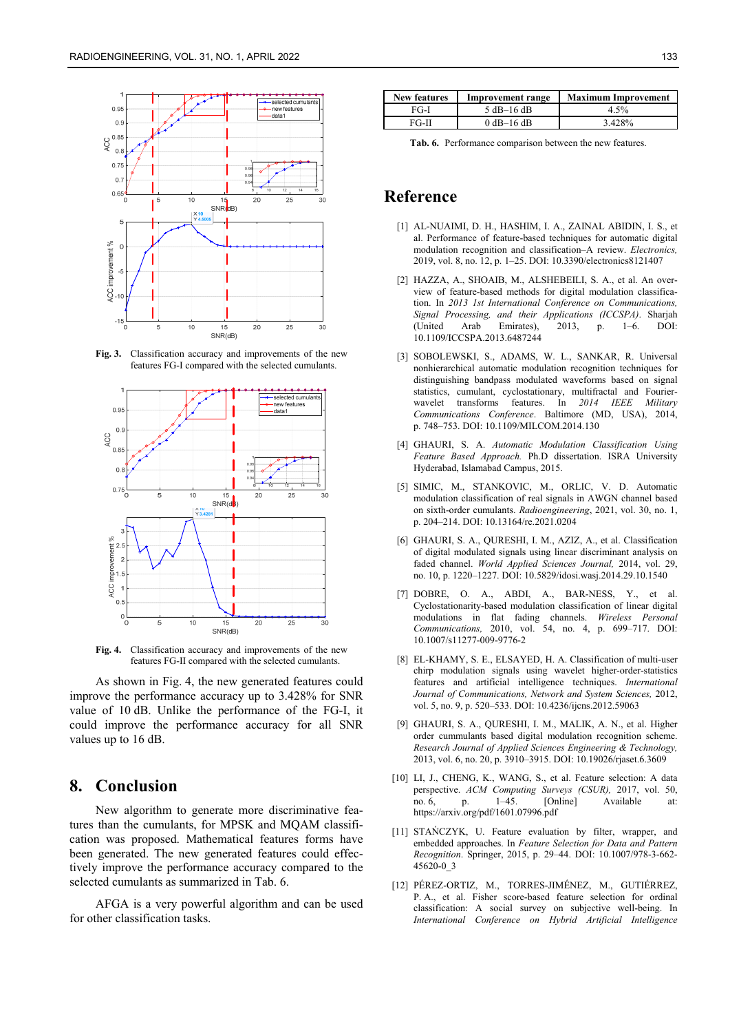Fig. 3. Classification accuracy and improvements of the new features FG-I compared with the selected cumulants.

Fig. 4. Classification accuracy and improvements of the new features FG-II compared with the selected cumulants.

As shown in Fig. 4, the new generated features could improve the performance accuracy up to 3.428% for SNR value of 10 dB. Unlike the performance of the FG-I, it could improve the performance accuracy for all SNR values up to 16 dB.

## 8. Conclusion

New algorithm to generate more discriminative features than the cumulants, for MPSK and MQAM classification was proposed. Mathematical features forms have been generated. The new generated features could effectively improve the performance accuracy compared to the selected cumulants as summarized in Tab. 6.

AFGA is a very powerful algorithm and can be used for other classification tasks.

| New features | Improvement range | Maximum Improvement |
|---|---|---|
| FG-I | 5 dB–16 dB | 4.5% |
| FG-II | 0 dB–16 dB | 3.428% |

**Tab. 6.** Performance comparison between the new features.

# Reference

[1] AL-NUAIMI, D. H., HASHIM, I. A., ZAINAL ABIDIN, I. S., et al. Performance of feature-based techniques for automatic digital modulation recognition and classification–A review. *Electronics,* 2019, vol. 8, no. 12, p. 1–25. DOI: 10.3390/electronics8121407

[2] HAZZA, A., SHOAIB, M., ALSHEBEILI, S. A., et al. An overview of feature-based methods for digital modulation classification. In *2013 1st International Conference on Communications, Signal Processing, and their Applications (ICCSPA)*. Sharjah (United Arab Emirates), 2013, p. 1–6. DOI: 10.1109/ICCSPA.2013.6487244

[3] SOBOLEWSKI, S., ADAMS, W. L., SANKAR, R. Universal nonhierarchical automatic modulation recognition techniques for distinguishing bandpass modulated waveforms based on signal statistics, cumulant, cyclostationary, multifractal and Fourier-wavelet transforms features. In *2014 IEEE Military Communications Conference*. Baltimore (MD, USA), 2014, p. 748–753. DOI: 10.1109/MILCOM.2014.130

[4] GHAURI, S. A. *Automatic Modulation Classification Using Feature Based Approach.* Ph.D dissertation. ISRA University Hyderabad, Islamabad Campus, 2015.

[5] SIMIC, M., STANKOVIC, M., ORLIC, V. D. Automatic modulation classification of real signals in AWGN channel based on sixth-order cumulants. *Radioengineering*, 2021, vol. 30, no. 1, p. 204–214. DOI: 10.13164/re.2021.0204

[6] GHAURI, S. A., QURESHI, I. M., AZIZ, A., et al. Classification of digital modulated signals using linear discriminant analysis on faded channel. *World Applied Sciences Journal,* 2014, vol. 29, no. 10, p. 1220–1227. DOI: 10.5829/idosi.wasj.2014.29.10.1540

[7] DOBRE, O. A., ABDI, A., BAR-NESS, Y., et al. Cyclostationarity-based modulation classification of linear digital modulations in flat fading channels. *Wireless Personal Communications,* 2010, vol. 54, no. 4, p. 699–717. DOI: 10.1007/s11277-009-9776-2

[8] EL-KHAMY, S. E., ELSAYED, H. A. Classification of multi-user chirp modulation signals using wavelet higher-order-statistics features and artificial intelligence techniques. *International Journal of Communications, Network and System Sciences,* 2012, vol. 5, no. 9, p. 520–533. DOI: 10.4236/ijcns.2012.59063

[9] GHAURI, S. A., QURESHI, I. M., MALIK, A. N., et al. Higher order cummulants based digital modulation recognition scheme. *Research Journal of Applied Sciences Engineering & Technology,* 2013, vol. 6, no. 20, p. 3910–3915. DOI: 10.19026/rjaset.6.3609

[10] LI, J., CHENG, K., WANG, S., et al. Feature selection: A data perspective. *ACM Computing Surveys (CSUR),* 2017, vol. 50, no. 6, p. 1–45. [Online] Available at: https://arxiv.org/pdf/1601.07996.pdf

[11] STAŃCZYK, U. Feature evaluation by filter, wrapper, and embedded approaches. In *Feature Selection for Data and Pattern Recognition.* Springer, 2015, p. 29–44. DOI: 10.1007/978-3-662-45620-0_3

[12] PÉREZ-ORTIZ, M., TORRES-JIMÉNEZ, M., GUTIÉRREZ, P. A., et al. Fisher score-based feature selection for ordinal classification: A social survey on subjective well-being. In *International Conference on Hybrid Artificial Intelligence*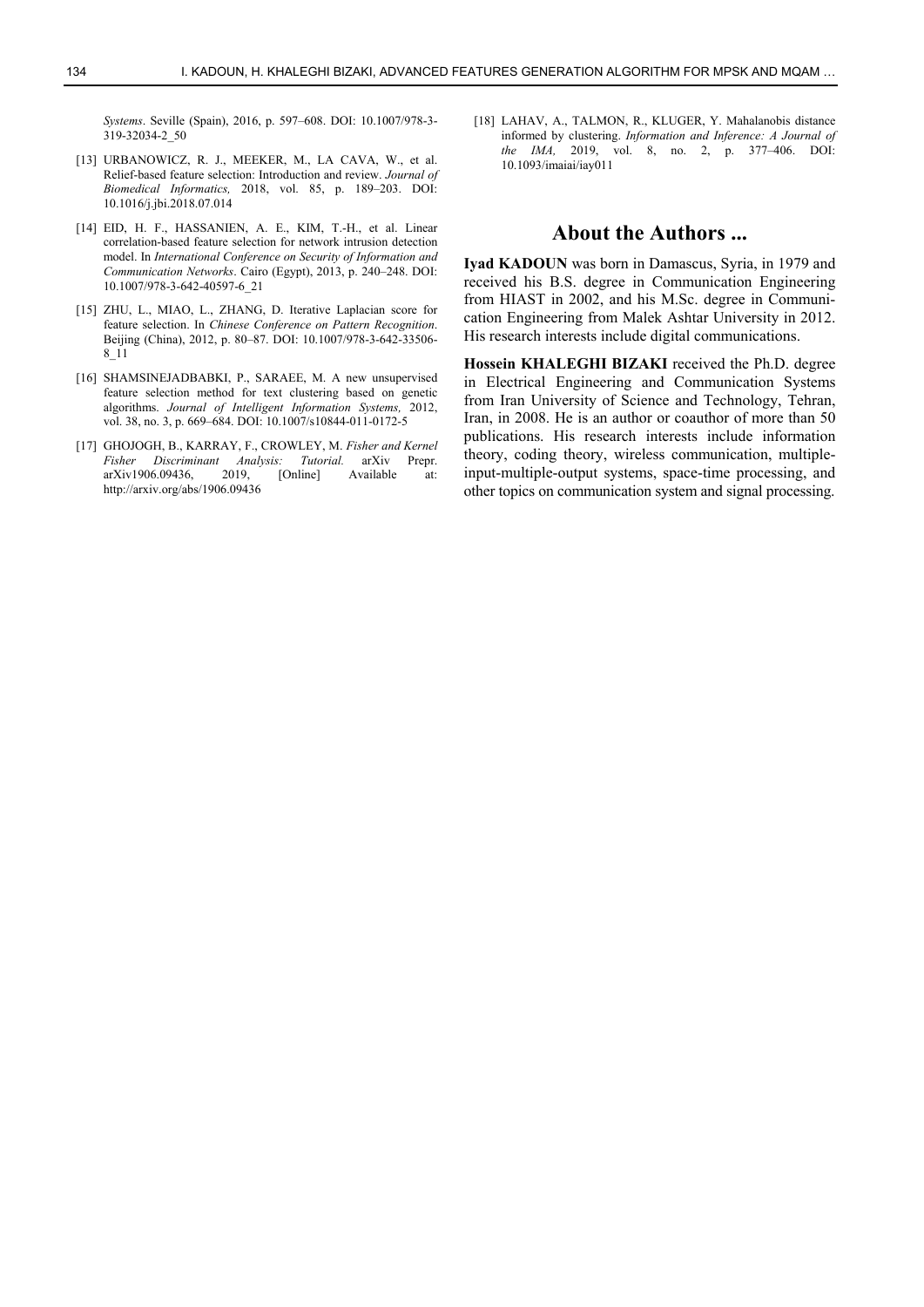*Systems*. Seville (Spain), 2016, p. 597–608. DOI: 10.1007/978-3-319-32034-2_50

[13] URBANOWICZ, R. J., MEEKER, M., LA CAVA, W., et al. Relief-based feature selection: Introduction and review. *Journal of Biomedical Informatics,* 2018, vol. 85, p. 189–203. DOI: 10.1016/j.jbi.2018.07.014

[14] EID, H. F., HASSANIEN, A. E., KIM, T.-H., et al. Linear correlation-based feature selection for network intrusion detection model. In *International Conference on Security of Information and Communication Networks*. Cairo (Egypt), 2013, p. 240–248. DOI: 10.1007/978-3-642-40597-6_21

[15] ZHU, L., MIAO, L., ZHANG, D. Iterative Laplacian score for feature selection. In *Chinese Conference on Pattern Recognition*. Beijing (China), 2012, p. 80–87. DOI: 10.1007/978-3-642-33506-8_11

[16] SHAMSINEJADBABKI, P., SARAEE, M. A new unsupervised feature selection method for text clustering based on genetic algorithms. *Journal of Intelligent Information Systems,* 2012, vol. 38, no. 3, p. 669–684. DOI: 10.1007/s10844-011-0172-5

[17] GHOJOGH, B., KARRAY, F., CROWLEY, M. *Fisher and Kernel Fisher Discriminant Analysis: Tutorial.* arXiv Prepr. arXiv1906.09436, 2019, [Online] Available at: http://arxiv.org/abs/1906.09436

[18] LAHAV, A., TALMON, R., KLUGER, Y. Mahalanobis distance informed by clustering. *Information and Inference: A Journal of the IMA,* 2019, vol. 8, no. 2, p. 377–406. DOI: 10.1093/imaiai/iay011

## About the Authors ...

**Iyad KADOUN** was born in Damascus, Syria, in 1979 and received his B.S. degree in Communication Engineering from HIAST in 2002, and his M.Sc. degree in Communication Engineering from Malek Ashtar University in 2012. His research interests include digital communications.

**Hossein KHALEGHI BIZAKI** received the Ph.D. degree in Electrical Engineering and Communication Systems from Iran University of Science and Technology, Tehran, Iran, in 2008. He is an author or coauthor of more than 50 publications. His research interests include information theory, coding theory, wireless communication, multiple-input-multiple-output systems, space-time processing, and other topics on communication system and signal processing.